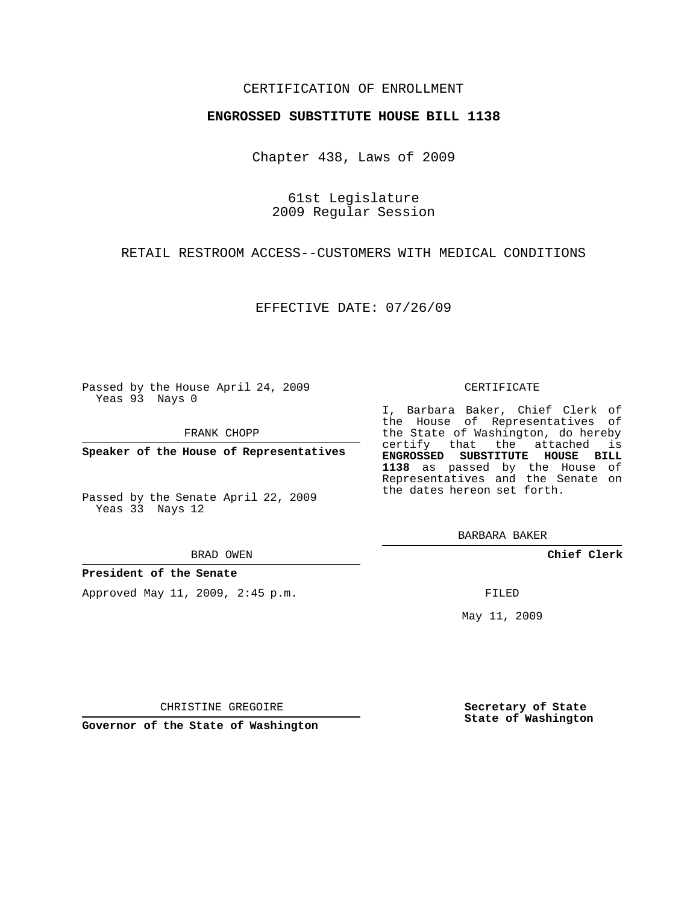CERTIFICATION OF ENROLLMENT

**ENGROSSED SUBSTITUTE HOUSE BILL 1138**

Chapter 438, Laws of 2009

61st Legislature
2009 Regular Session

RETAIL RESTROOM ACCESS--CUSTOMERS WITH MEDICAL CONDITIONS

EFFECTIVE DATE: 07/26/09

Passed by the House April 24, 2009
Yeas 93 Nays 0

FRANK CHOPP

**Speaker of the House of Representatives**

Passed by the Senate April 22, 2009
Yeas 33 Nays 12

BRAD OWEN

**President of the Senate**

Approved May 11, 2009, 2:45 p.m.

CHRISTINE GREGOIRE

**Governor of the State of Washington**

CERTIFICATE

I, Barbara Baker, Chief Clerk of the House of Representatives of the State of Washington, do hereby certify that the attached is **ENGROSSED SUBSTITUTE HOUSE BILL 1138** as passed by the House of Representatives and the Senate on the dates hereon set forth.

BARBARA BAKER

**Chief Clerk**

FILED

May 11, 2009

**Secretary of State**
**State of Washington**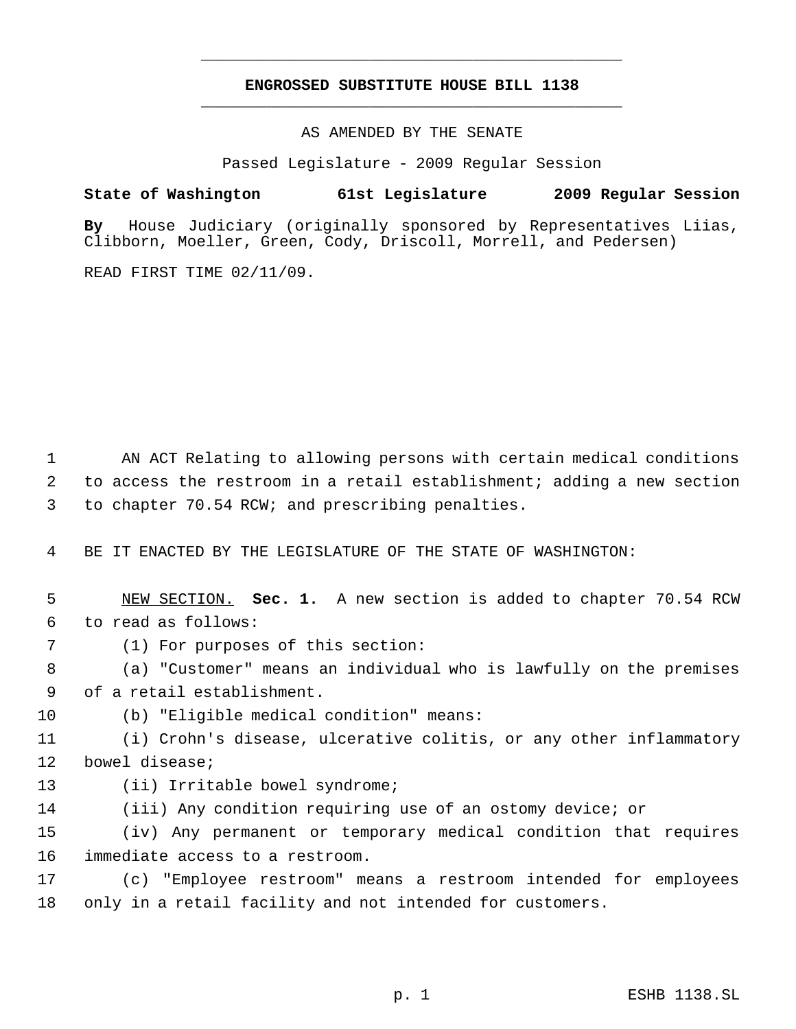# ENGROSSED SUBSTITUTE HOUSE BILL 1138

AS AMENDED BY THE SENATE

Passed Legislature - 2009 Regular Session

**State of Washington 61st Legislature 2009 Regular Session**

**By** House Judiciary (originally sponsored by Representatives Liias, Clibborn, Moeller, Green, Cody, Driscoll, Morrell, and Pedersen)

READ FIRST TIME 02/11/09.

AN ACT Relating to allowing persons with certain medical conditions to access the restroom in a retail establishment; adding a new section to chapter 70.54 RCW; and prescribing penalties.

BE IT ENACTED BY THE LEGISLATURE OF THE STATE OF WASHINGTON:

NEW SECTION. **Sec. 1.** A new section is added to chapter 70.54 RCW to read as follows:

(1) For purposes of this section:

(a) "Customer" means an individual who is lawfully on the premises of a retail establishment.

(b) "Eligible medical condition" means:

(i) Crohn's disease, ulcerative colitis, or any other inflammatory bowel disease;

(ii) Irritable bowel syndrome;

(iii) Any condition requiring use of an ostomy device; or

(iv) Any permanent or temporary medical condition that requires immediate access to a restroom.

(c) "Employee restroom" means a restroom intended for employees only in a retail facility and not intended for customers.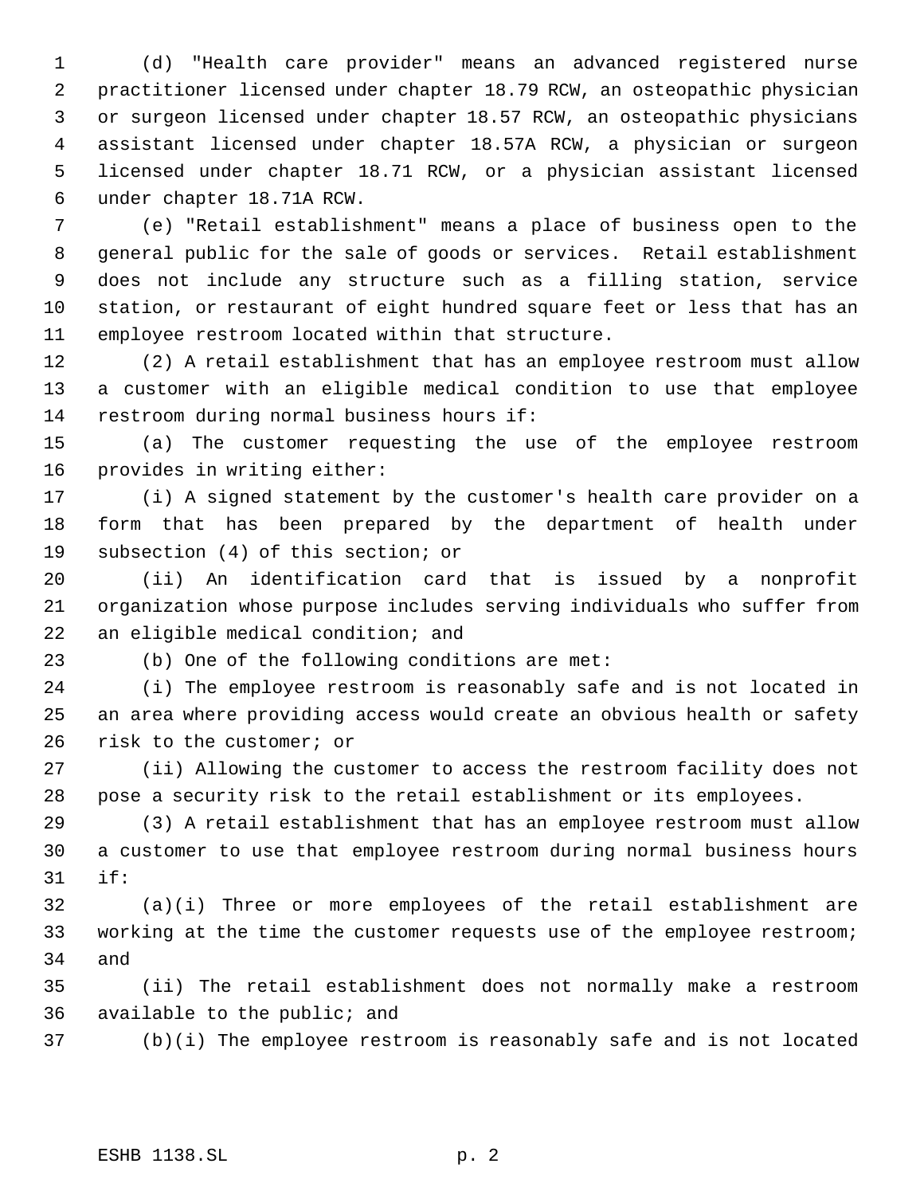(d) "Health care provider" means an advanced registered nurse practitioner licensed under chapter 18.79 RCW, an osteopathic physician or surgeon licensed under chapter 18.57 RCW, an osteopathic physicians assistant licensed under chapter 18.57A RCW, a physician or surgeon licensed under chapter 18.71 RCW, or a physician assistant licensed under chapter 18.71A RCW.

(e) "Retail establishment" means a place of business open to the general public for the sale of goods or services. Retail establishment does not include any structure such as a filling station, service station, or restaurant of eight hundred square feet or less that has an employee restroom located within that structure.

(2) A retail establishment that has an employee restroom must allow a customer with an eligible medical condition to use that employee restroom during normal business hours if:

(a) The customer requesting the use of the employee restroom provides in writing either:

(i) A signed statement by the customer's health care provider on a form that has been prepared by the department of health under subsection (4) of this section; or

(ii) An identification card that is issued by a nonprofit organization whose purpose includes serving individuals who suffer from an eligible medical condition; and

(b) One of the following conditions are met:

(i) The employee restroom is reasonably safe and is not located in an area where providing access would create an obvious health or safety risk to the customer; or

(ii) Allowing the customer to access the restroom facility does not pose a security risk to the retail establishment or its employees.

(3) A retail establishment that has an employee restroom must allow a customer to use that employee restroom during normal business hours if:

(a)(i) Three or more employees of the retail establishment are working at the time the customer requests use of the employee restroom; and

(ii) The retail establishment does not normally make a restroom available to the public; and

(b)(i) The employee restroom is reasonably safe and is not located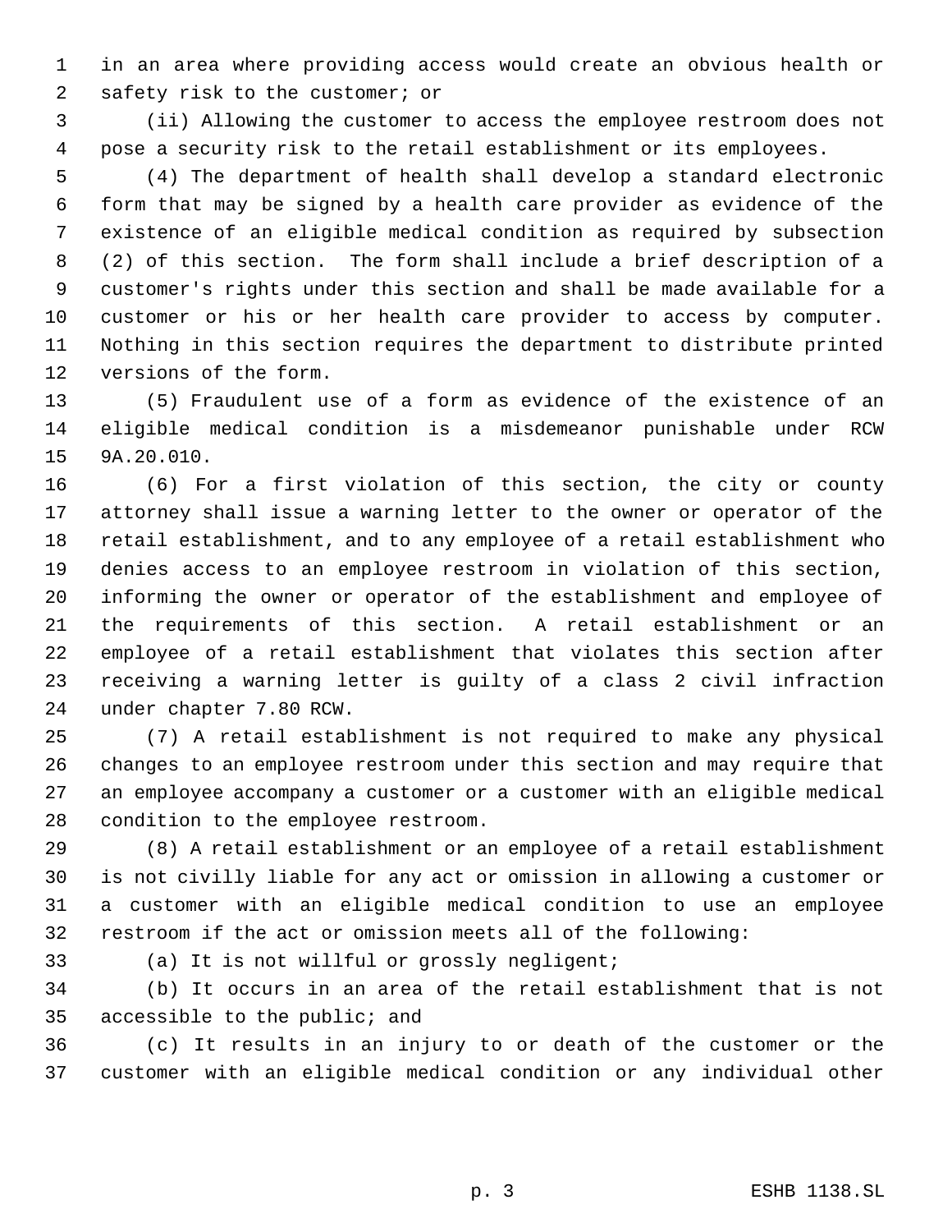in an area where providing access would create an obvious health or safety risk to the customer; or

(ii) Allowing the customer to access the employee restroom does not pose a security risk to the retail establishment or its employees.

(4) The department of health shall develop a standard electronic form that may be signed by a health care provider as evidence of the existence of an eligible medical condition as required by subsection (2) of this section. The form shall include a brief description of a customer's rights under this section and shall be made available for a customer or his or her health care provider to access by computer. Nothing in this section requires the department to distribute printed versions of the form.

(5) Fraudulent use of a form as evidence of the existence of an eligible medical condition is a misdemeanor punishable under RCW 9A.20.010.

(6) For a first violation of this section, the city or county attorney shall issue a warning letter to the owner or operator of the retail establishment, and to any employee of a retail establishment who denies access to an employee restroom in violation of this section, informing the owner or operator of the establishment and employee of the requirements of this section. A retail establishment or an employee of a retail establishment that violates this section after receiving a warning letter is guilty of a class 2 civil infraction under chapter 7.80 RCW.

(7) A retail establishment is not required to make any physical changes to an employee restroom under this section and may require that an employee accompany a customer or a customer with an eligible medical condition to the employee restroom.

(8) A retail establishment or an employee of a retail establishment is not civilly liable for any act or omission in allowing a customer or a customer with an eligible medical condition to use an employee restroom if the act or omission meets all of the following:

(a) It is not willful or grossly negligent;

(b) It occurs in an area of the retail establishment that is not accessible to the public; and

(c) It results in an injury to or death of the customer or the customer with an eligible medical condition or any individual other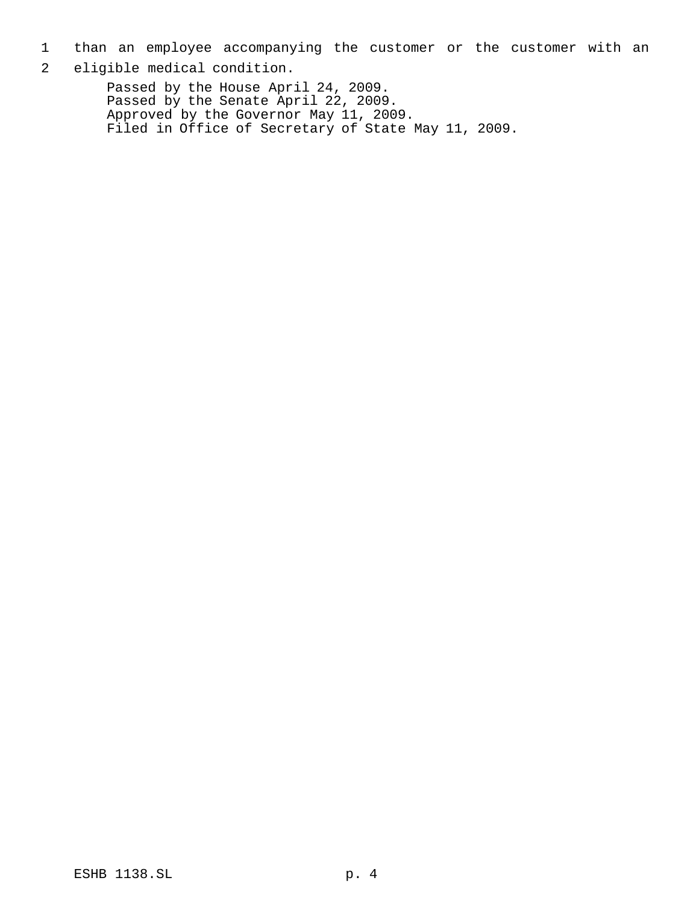than an employee accompanying the customer or the customer with an eligible medical condition.

Passed by the House April 24, 2009.
Passed by the Senate April 22, 2009.
Approved by the Governor May 11, 2009.
Filed in Office of Secretary of State May 11, 2009.